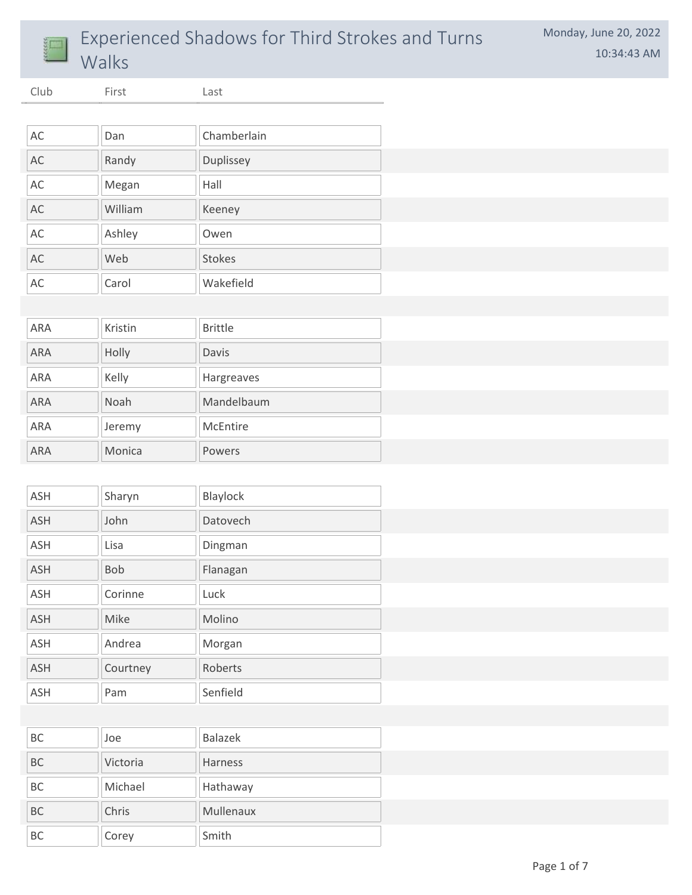# Experienced Shadows for Third Strokes and Turns Walks

Monday, June 20, 2022
10:34:43 AM

| Club | First | Last |
|---|---|---|
| AC | Dan | Chamberlain |
| AC | Randy | Duplissey |
| AC | Megan | Hall |
| AC | William | Keeney |
| AC | Ashley | Owen |
| AC | Web | Stokes |
| AC | Carol | Wakefield |
| ARA | Kristin | Brittle |
| ARA | Holly | Davis |
| ARA | Kelly | Hargreaves |
| ARA | Noah | Mandelbaum |
| ARA | Jeremy | McEntire |
| ARA | Monica | Powers |
| ASH | Sharyn | Blaylock |
| ASH | John | Datovech |
| ASH | Lisa | Dingman |
| ASH | Bob | Flanagan |
| ASH | Corinne | Luck |
| ASH | Mike | Molino |
| ASH | Andrea | Morgan |
| ASH | Courtney | Roberts |
| ASH | Pam | Senfield |
| BC | Joe | Balazek |
| BC | Victoria | Harness |
| BC | Michael | Hathaway |
| BC | Chris | Mullenaux |
| BC | Corey | Smith |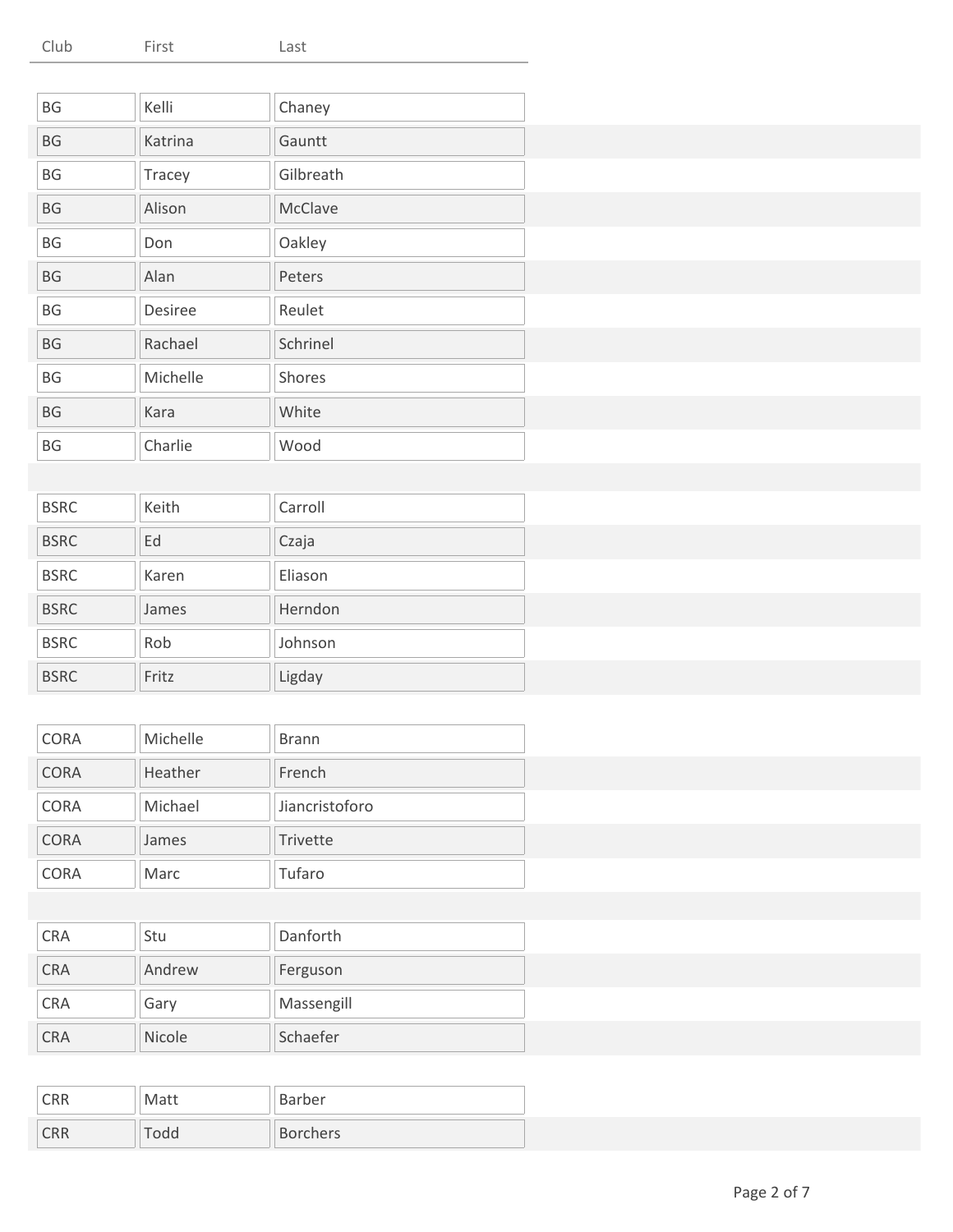| Club | First | Last |
| --- | --- | --- |
| BG | Kelli | Chaney |
| BG | Katrina | Gauntt |
| BG | Tracey | Gilbreath |
| BG | Alison | McClave |
| BG | Don | Oakley |
| BG | Alan | Peters |
| BG | Desiree | Reulet |
| BG | Rachael | Schrinel |
| BG | Michelle | Shores |
| BG | Kara | White |
| BG | Charlie | Wood |
| | | |
| BSRC | Keith | Carroll |
| BSRC | Ed | Czaja |
| BSRC | Karen | Eliason |
| BSRC | James | Herndon |
| BSRC | Rob | Johnson |
| BSRC | Fritz | Ligday |
| | | |
| CORA | Michelle | Brann |
| CORA | Heather | French |
| CORA | Michael | Jiancristoforo |
| CORA | James | Trivette |
| CORA | Marc | Tufaro |
| | | |
| CRA | Stu | Danforth |
| CRA | Andrew | Ferguson |
| CRA | Gary | Massengill |
| CRA | Nicole | Schaefer |
| | | |
| CRR | Matt | Barber |
| CRR | Todd | Borchers |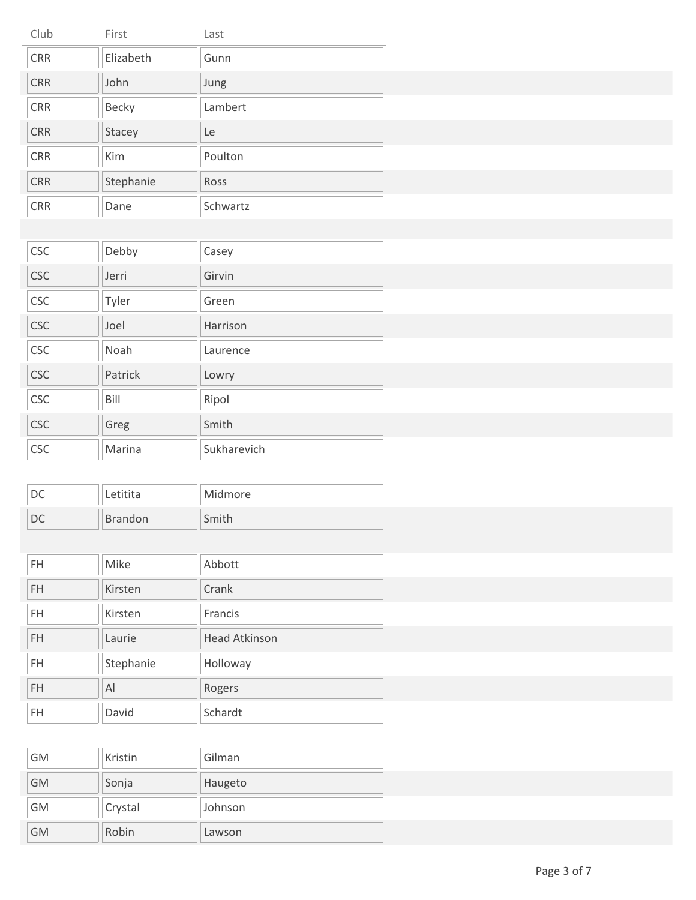| Club | First | Last |
| --- | --- | --- |
| CRR | Elizabeth | Gunn |
| CRR | John | Jung |
| CRR | Becky | Lambert |
| CRR | Stacey | Le |
| CRR | Kim | Poulton |
| CRR | Stephanie | Ross |
| CRR | Dane | Schwartz |
| | | |
| CSC | Debby | Casey |
| CSC | Jerri | Girvin |
| CSC | Tyler | Green |
| CSC | Joel | Harrison |
| CSC | Noah | Laurence |
| CSC | Patrick | Lowry |
| CSC | Bill | Ripol |
| CSC | Greg | Smith |
| CSC | Marina | Sukharevich |
| | | |
| DC | Letitita | Midmore |
| DC | Brandon | Smith |
| | | |
| FH | Mike | Abbott |
| FH | Kirsten | Crank |
| FH | Kirsten | Francis |
| FH | Laurie | Head Atkinson |
| FH | Stephanie | Holloway |
| FH | Al | Rogers |
| FH | David | Schardt |
| | | |
| GM | Kristin | Gilman |
| GM | Sonja | Haugeto |
| GM | Crystal | Johnson |
| GM | Robin | Lawson |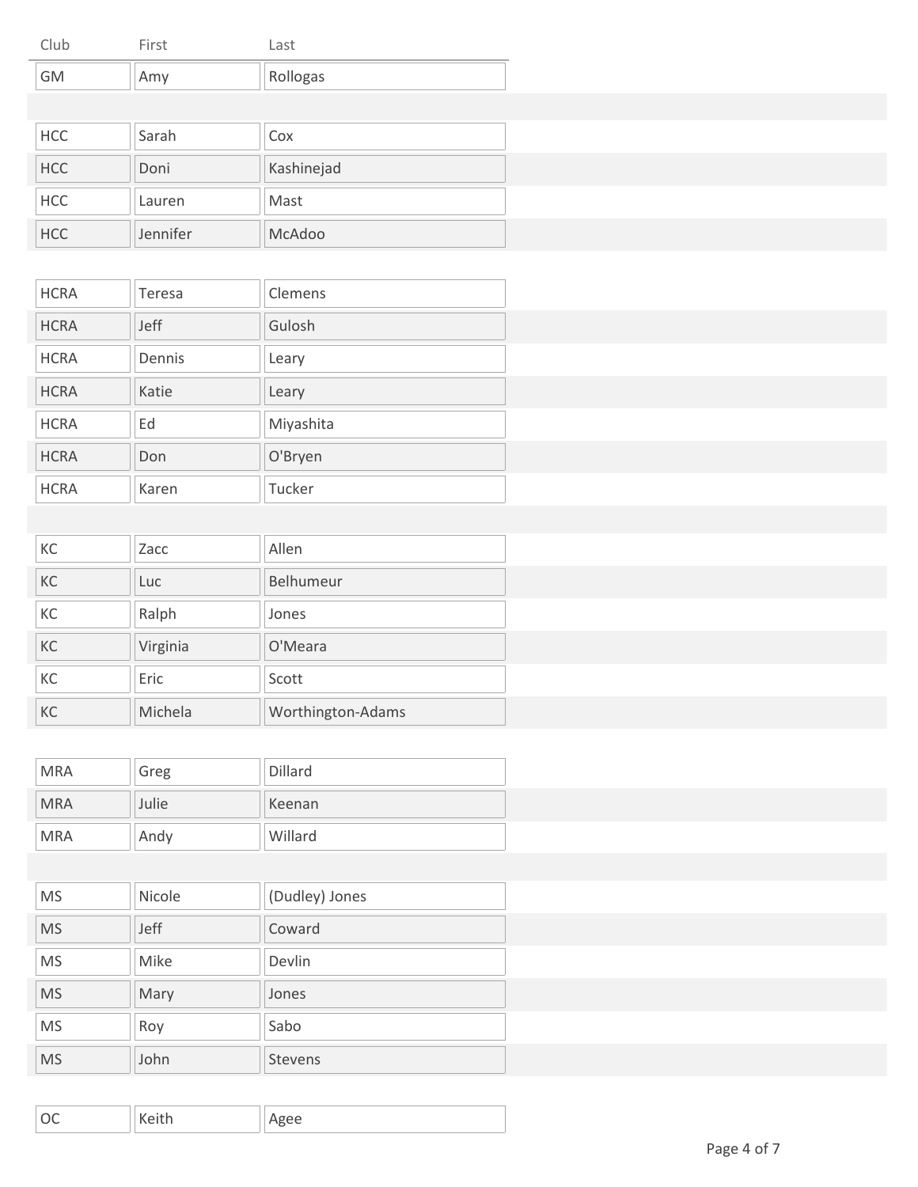| Club | First | Last |
|---|---|---|
| GM | Amy | Rollogas |
| | | |
| HCC | Sarah | Cox |
| HCC | Doni | Kashinejad |
| HCC | Lauren | Mast |
| HCC | Jennifer | McAdoo |
| | | |
| HCRA | Teresa | Clemens |
| HCRA | Jeff | Gulosh |
| HCRA | Dennis | Leary |
| HCRA | Katie | Leary |
| HCRA | Ed | Miyashita |
| HCRA | Don | O'Bryen |
| HCRA | Karen | Tucker |
| | | |
| KC | Zacc | Allen |
| KC | Luc | Belhumeur |
| KC | Ralph | Jones |
| KC | Virginia | O'Meara |
| KC | Eric | Scott |
| KC | Michela | Worthington-Adams |
| | | |
| MRA | Greg | Dillard |
| MRA | Julie | Keenan |
| MRA | Andy | Willard |
| | | |
| MS | Nicole | (Dudley) Jones |
| MS | Jeff | Coward |
| MS | Mike | Devlin |
| MS | Mary | Jones |
| MS | Roy | Sabo |
| MS | John | Stevens |
| | | |
| OC | Keith | Agee |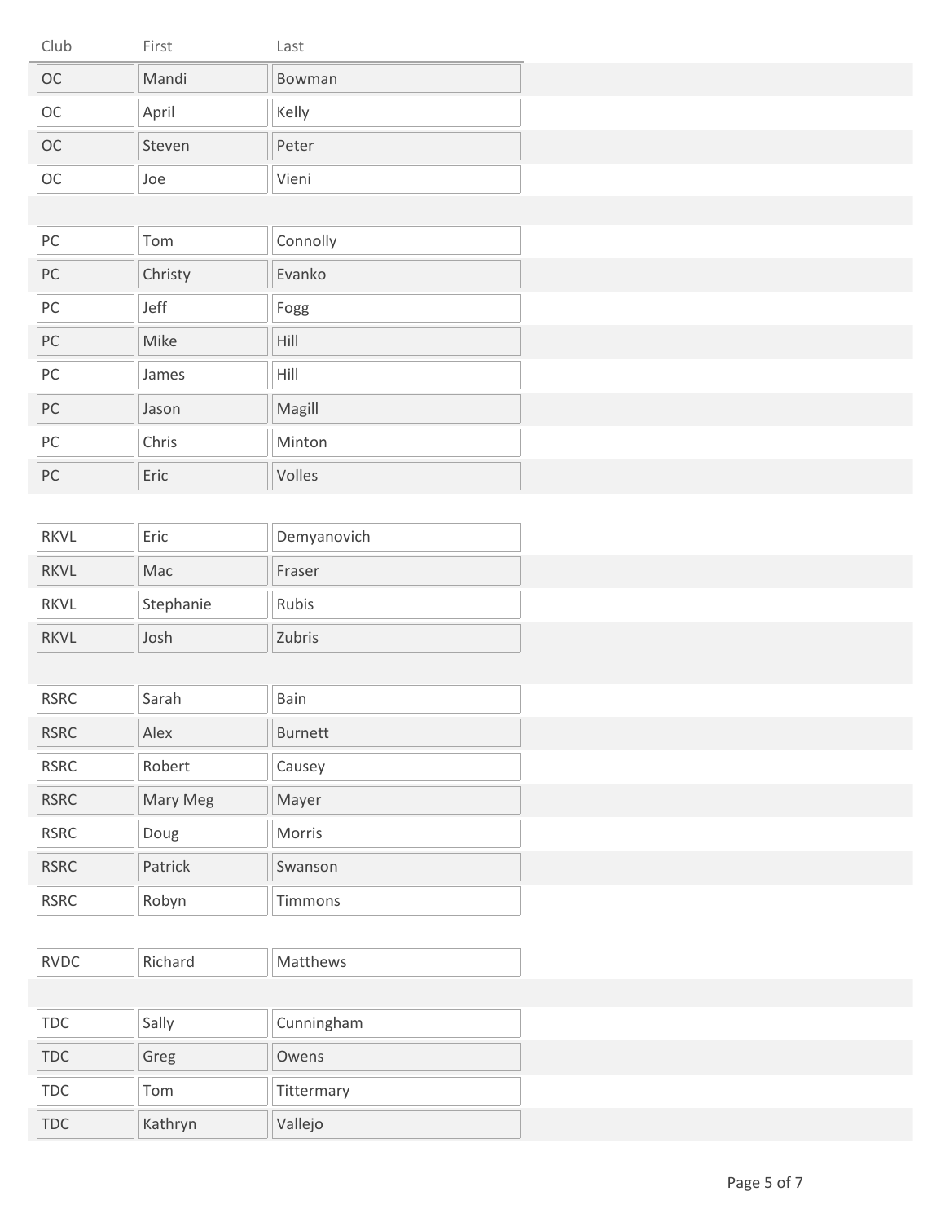| Club | First | Last |
| --- | --- | --- |
| OC | Mandi | Bowman |
| OC | April | Kelly |
| OC | Steven | Peter |
| OC | Joe | Vieni |
| | | |
| PC | Tom | Connolly |
| PC | Christy | Evanko |
| PC | Jeff | Fogg |
| PC | Mike | Hill |
| PC | James | Hill |
| PC | Jason | Magill |
| PC | Chris | Minton |
| PC | Eric | Volles |
| | | |
| RKVL | Eric | Demyanovich |
| RKVL | Mac | Fraser |
| RKVL | Stephanie | Rubis |
| RKVL | Josh | Zubris |
| | | |
| RSRC | Sarah | Bain |
| RSRC | Alex | Burnett |
| RSRC | Robert | Causey |
| RSRC | Mary Meg | Mayer |
| RSRC | Doug | Morris |
| RSRC | Patrick | Swanson |
| RSRC | Robyn | Timmons |
| | | |
| RVDC | Richard | Matthews |
| | | |
| TDC | Sally | Cunningham |
| TDC | Greg | Owens |
| TDC | Tom | Tittermary |
| TDC | Kathryn | Vallejo |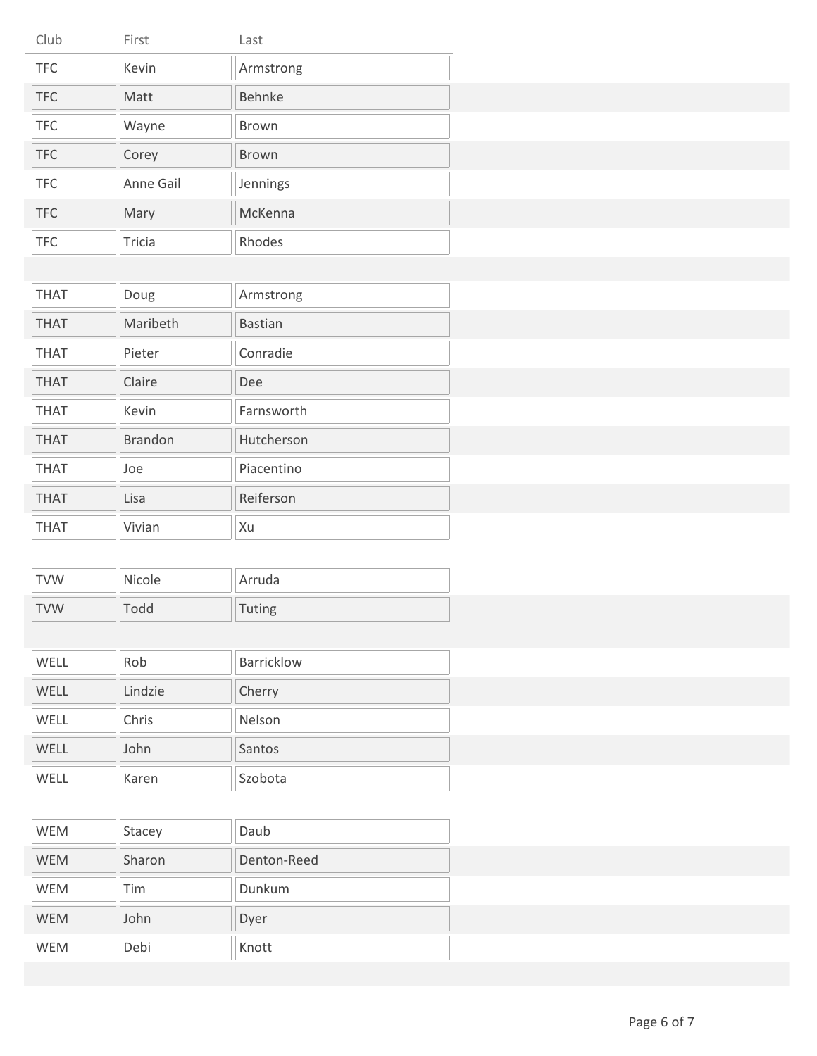| Club | First | Last |
|---|---|---|
| TFC | Kevin | Armstrong |
| TFC | Matt | Behnke |
| TFC | Wayne | Brown |
| TFC | Corey | Brown |
| TFC | Anne Gail | Jennings |
| TFC | Mary | McKenna |
| TFC | Tricia | Rhodes |
| | | |
| THAT | Doug | Armstrong |
| THAT | Maribeth | Bastian |
| THAT | Pieter | Conradie |
| THAT | Claire | Dee |
| THAT | Kevin | Farnsworth |
| THAT | Brandon | Hutcherson |
| THAT | Joe | Piacentino |
| THAT | Lisa | Reiferson |
| THAT | Vivian | Xu |
| | | |
| TVW | Nicole | Arruda |
| TVW | Todd | Tuting |
| | | |
| WELL | Rob | Barricklow |
| WELL | Lindzie | Cherry |
| WELL | Chris | Nelson |
| WELL | John | Santos |
| WELL | Karen | Szobota |
| | | |
| WEM | Stacey | Daub |
| WEM | Sharon | Denton-Reed |
| WEM | Tim | Dunkum |
| WEM | John | Dyer |
| WEM | Debi | Knott |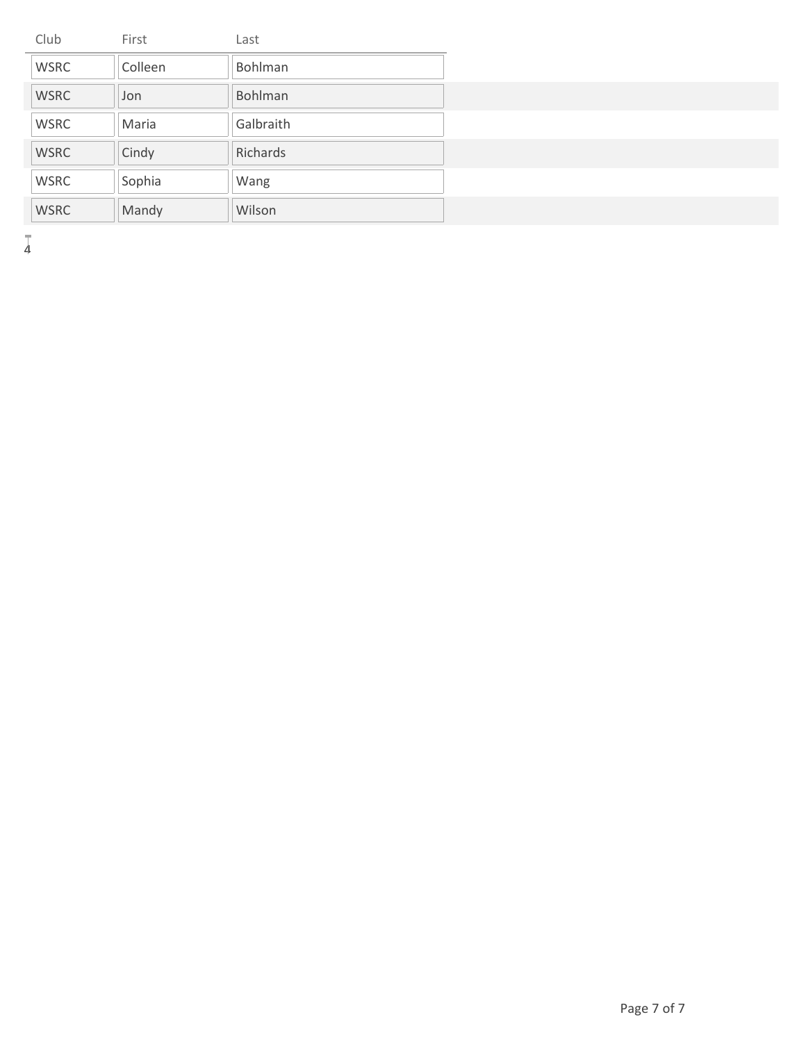| Club | First | Last |
| --- | --- | --- |
| WSRC | Colleen | Bohlman |
| WSRC | Jon | Bohlman |
| WSRC | Maria | Galbraith |
| WSRC | Cindy | Richards |
| WSRC | Sophia | Wang |
| WSRC | Mandy | Wilson |

4